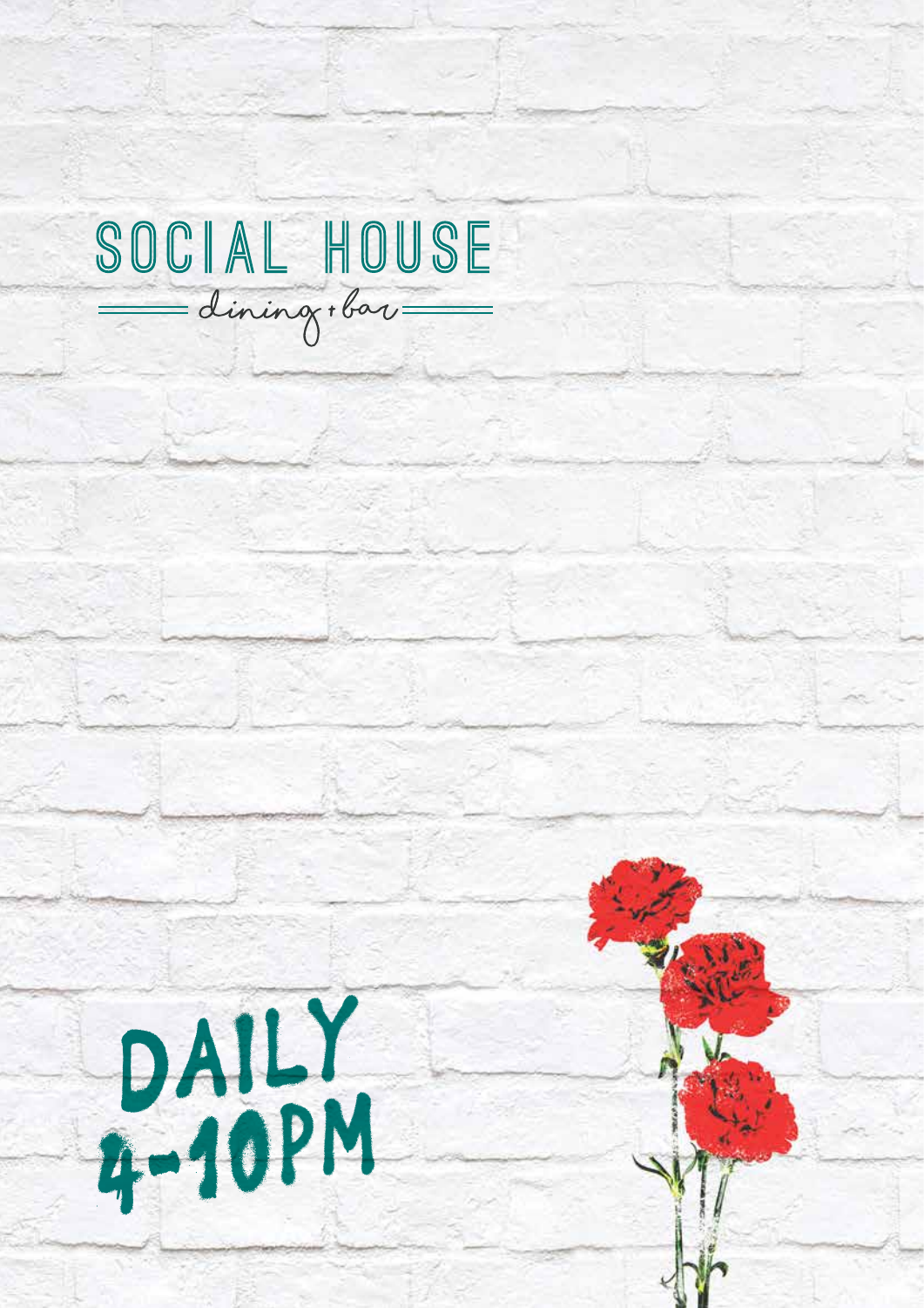# SOCIAL HOUSE

dining + bar

## DAILY 4-10PM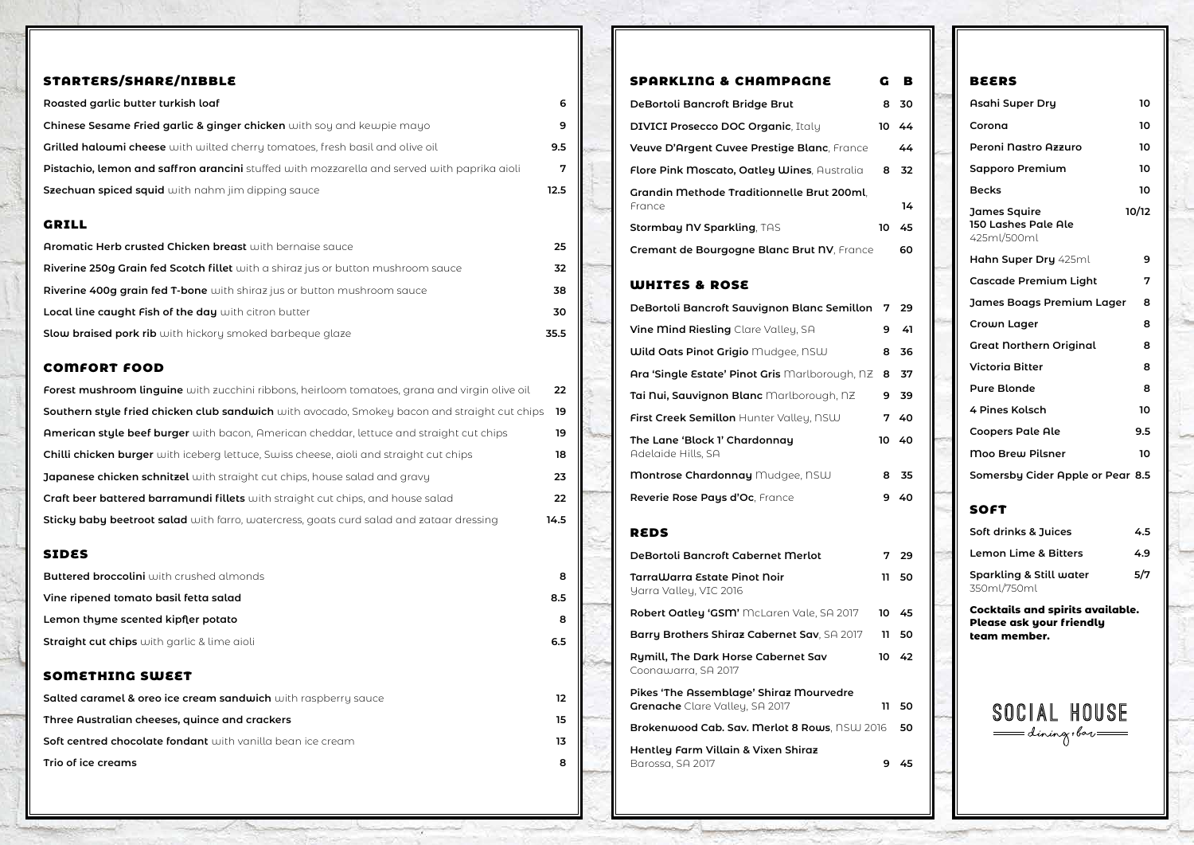## STARTERS/SHARE/NIBBLE

| Item | Price |
|---|---|
| **Roasted garlic butter turkish loaf** | 6 |
| **Chinese Sesame Fried garlic & ginger chicken** with soy and kewpie mayo | 9 |
| **Grilled haloumi cheese** with wilted cherry tomatoes, fresh basil and olive oil | 9.5 |
| **Pistachio, lemon and saffron arancini** stuffed with mozzarella and served with paprika aioli | 7 |
| **Szechuan spiced squid** with nahm jim dipping sauce | 12.5 |

## GRILL

| Item | Price |
|---|---|
| **Aromatic Herb crusted Chicken breast** with bernaise sauce | 25 |
| **Riverine 250g Grain fed Scotch fillet** with a shiraz jus or button mushroom sauce | 32 |
| **Riverine 400g grain fed T-bone** with shiraz jus or button mushroom sauce | 38 |
| **Local line caught Fish of the day** with citron butter | 30 |
| **Slow braised pork rib** with hickory smoked barbeque glaze | 35.5 |

## COMFORT FOOD

| Item | Price |
|---|---|
| **Forest mushroom linguine** with zucchini ribbons, heirloom tomatoes, grana and virgin olive oil | 22 |
| **Southern style fried chicken club sandwich** with avocado, Smokey bacon and straight cut chips | 19 |
| **American style beef burger** with bacon, American cheddar, lettuce and straight cut chips | 19 |
| **Chilli chicken burger** with iceberg lettuce, Swiss cheese, aioli and straight cut chips | 18 |
| **Japanese chicken schnitzel** with straight cut chips, house salad and gravy | 23 |
| **Craft beer battered barramundi fillets** with straight cut chips, and house salad | 22 |
| **Sticky baby beetroot salad** with farro, watercress, goats curd salad and zataar dressing | 14.5 |

## SIDES

| Item | Price |
|---|---|
| **Buttered broccolini** with crushed almonds | 8 |
| **Vine ripened tomato basil fetta salad** | 8.5 |
| **Lemon thyme scented kipfler potato** | 8 |
| **Straight cut chips** with garlic & lime aioli | 6.5 |

## SOMETHING SWEET

| Item | Price |
|---|---|
| **Salted caramel & oreo ice cream sandwich** with raspberry sauce | 12 |
| **Three Australian cheeses, quince and crackers** | 15 |
| **Soft centred chocolate fondant** with vanilla bean ice cream | 13 |
| **Trio of ice creams** | 8 |

## SPARKLING & CHAMPAGNE

| Wine | G | B |
|---|---|---|
| **DeBortoli Bancroft Bridge Brut** | 8 | 30 |
| **DIVICI Prosecco DOC Organic**, Italy | 10 | 44 |
| **Veuve D'Argent Cuvee Prestige Blanc**, France | | 44 |
| **Flore Pink Moscato, Oatley Wines**, Australia | 8 | 32 |
| **Grandin Methode Traditionnelle Brut 200ml**, France | | 14 |
| **Stormbay NV Sparkling**, TAS | 10 | 45 |
| **Cremant de Bourgogne Blanc Brut NV**, France | | 60 |

## WHITES & ROSE

| Wine | G | B |
|---|---|---|
| **DeBortoli Bancroft Sauvignon Blanc Semillon** | 7 | 29 |
| **Vine Mind Riesling** Clare Valley, SA | 9 | 41 |
| **Wild Oats Pinot Grigio** Mudgee, NSW | 8 | 36 |
| **Ara 'Single Estate' Pinot Gris** Marlborough, NZ | 8 | 37 |
| **Tai Nui, Sauvignon Blanc** Marlborough, NZ | 9 | 39 |
| **First Creek Semillon** Hunter Valley, NSW | 7 | 40 |
| **The Lane 'Block 1' Chardonnay** Adelaide Hills, SA | 10 | 40 |
| **Montrose Chardonnay** Mudgee, NSW | 8 | 35 |
| **Reverie Rose Pays d'Oc**, France | 9 | 40 |

## REDS

| Wine | G | B |
|---|---|---|
| **DeBortoli Bancroft Cabernet Merlot** | 7 | 29 |
| **TarraWarra Estate Pinot Noir** Yarra Valley, VIC 2016 | 11 | 50 |
| **Robert Oatley 'GSM'** McLaren Vale, SA 2017 | 10 | 45 |
| **Barry Brothers Shiraz Cabernet Sav**, SA 2017 | 11 | 50 |
| **Rymill, The Dark Horse Cabernet Sav** Coonawarra, SA 2017 | 10 | 42 |
| **Pikes 'The Assemblage' Shiraz Mourvedre Grenache** Clare Valley, SA 2017 | 11 | 50 |
| **Brokenwood Cab. Sav. Merlot 8 Rows**, NSW 2016 | | 50 |
| **Hentley Farm Villain & Vixen Shiraz** Barossa, SA 2017 | 9 | 45 |

## BEERS

| Beer | Price |
|---|---|
| **Asahi Super Dry** | 10 |
| **Corona** | 10 |
| **Peroni Nastro Azzuro** | 10 |
| **Sapporo Premium** | 10 |
| **Becks** | 10 |
| **James Squire 150 Lashes Pale Ale** 425ml/500ml | 10/12 |
| **Hahn Super Dry** 425ml | 9 |
| **Cascade Premium Light** | 7 |
| **James Boags Premium Lager** | 8 |
| **Crown Lager** | 8 |
| **Great Northern Original** | 8 |
| **Victoria Bitter** | 8 |
| **Pure Blonde** | 8 |
| **4 Pines Kolsch** | 10 |
| **Coopers Pale Ale** | 9.5 |
| **Moo Brew Pilsner** | 10 |
| **Somersby Cider Apple or Pear** | 8.5 |

## SOFT

| Drink | Price |
|---|---|
| **Soft drinks & Juices** | 4.5 |
| **Lemon Lime & Bitters** | 4.9 |
| **Sparkling & Still water** 350ml/750ml | 5/7 |

**Cocktails and spirits available. Please ask your friendly team member.**

SOCIAL HOUSE
dining + bar